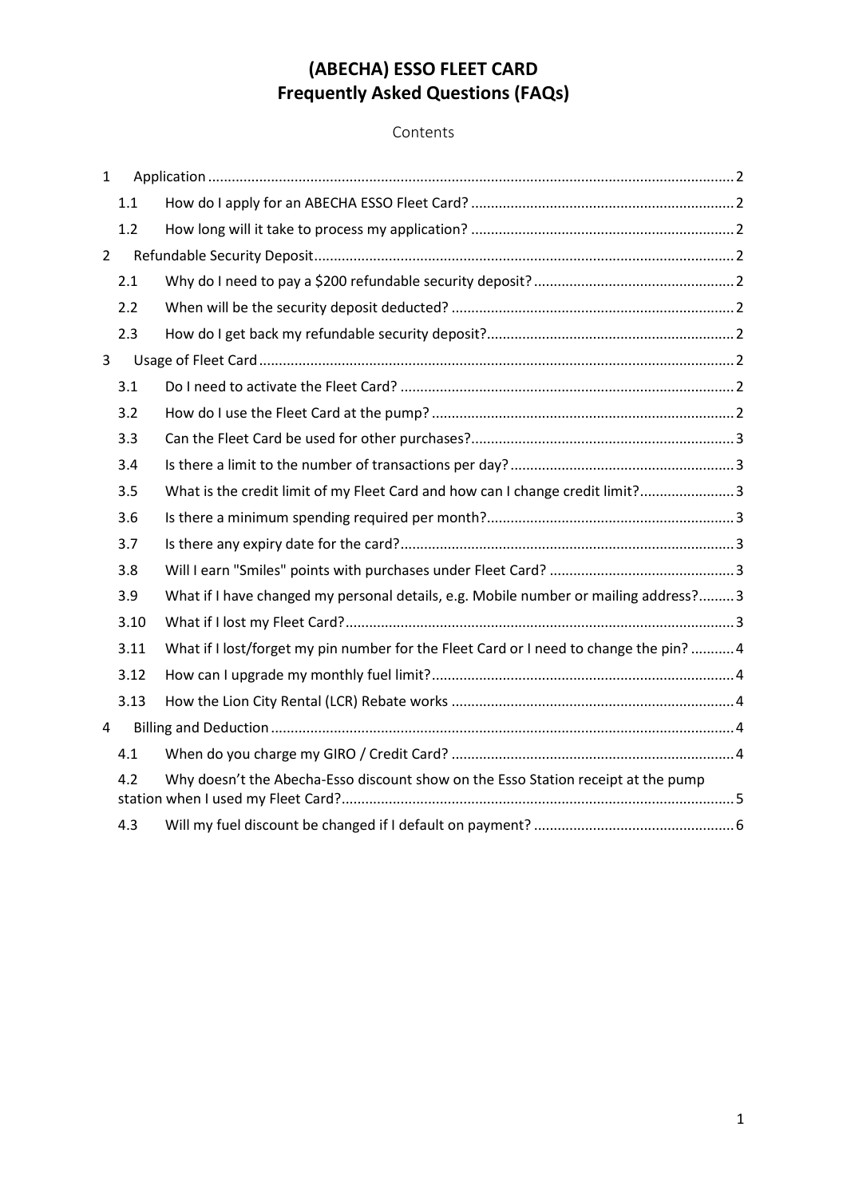# (ABECHA) ESSO FLEET CARD
# Frequently Asked Questions (FAQs)

Contents

- 1 Application ..... 2
  - 1.1 How do I apply for an ABECHA ESSO Fleet Card? ..... 2
  - 1.2 How long will it take to process my application? ..... 2
- 2 Refundable Security Deposit ..... 2
  - 2.1 Why do I need to pay a $200 refundable security deposit? ..... 2
  - 2.2 When will be the security deposit deducted? ..... 2
  - 2.3 How do I get back my refundable security deposit? ..... 2
- 3 Usage of Fleet Card ..... 2
  - 3.1 Do I need to activate the Fleet Card? ..... 2
  - 3.2 How do I use the Fleet Card at the pump? ..... 2
  - 3.3 Can the Fleet Card be used for other purchases? ..... 3
  - 3.4 Is there a limit to the number of transactions per day? ..... 3
  - 3.5 What is the credit limit of my Fleet Card and how can I change credit limit? ..... 3
  - 3.6 Is there a minimum spending required per month? ..... 3
  - 3.7 Is there any expiry date for the card? ..... 3
  - 3.8 Will I earn "Smiles" points with purchases under Fleet Card? ..... 3
  - 3.9 What if I have changed my personal details, e.g. Mobile number or mailing address? ..... 3
  - 3.10 What if I lost my Fleet Card? ..... 3
  - 3.11 What if I lost/forget my pin number for the Fleet Card or I need to change the pin? ..... 4
  - 3.12 How can I upgrade my monthly fuel limit? ..... 4
  - 3.13 How the Lion City Rental (LCR) Rebate works ..... 4
- 4 Billing and Deduction ..... 4
  - 4.1 When do you charge my GIRO / Credit Card? ..... 4
  - 4.2 Why doesn't the Abecha-Esso discount show on the Esso Station receipt at the pump station when I used my Fleet Card? ..... 5
  - 4.3 Will my fuel discount be changed if I default on payment? ..... 6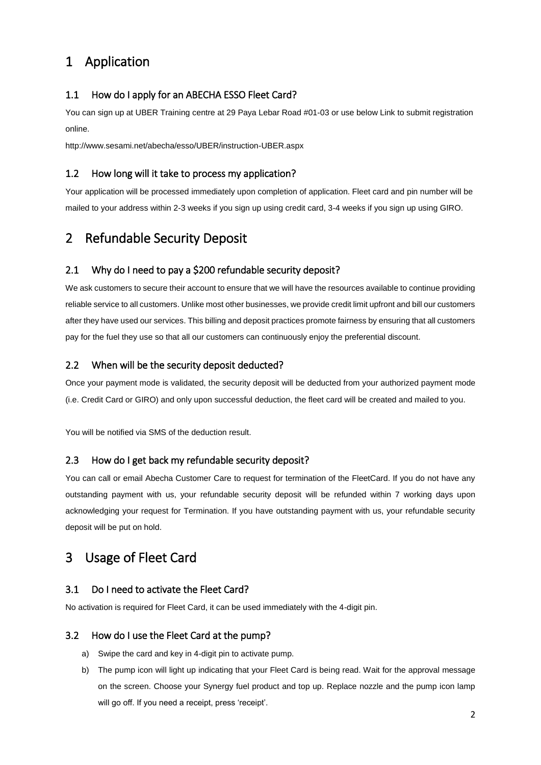# 1 Application

## 1.1 How do I apply for an ABECHA ESSO Fleet Card?

You can sign up at UBER Training centre at 29 Paya Lebar Road #01-03 or use below Link to submit registration online.

http://www.sesami.net/abecha/esso/UBER/instruction-UBER.aspx

## 1.2 How long will it take to process my application?

Your application will be processed immediately upon completion of application. Fleet card and pin number will be mailed to your address within 2-3 weeks if you sign up using credit card, 3-4 weeks if you sign up using GIRO.

# 2 Refundable Security Deposit

## 2.1 Why do I need to pay a $200 refundable security deposit?

We ask customers to secure their account to ensure that we will have the resources available to continue providing reliable service to all customers. Unlike most other businesses, we provide credit limit upfront and bill our customers after they have used our services. This billing and deposit practices promote fairness by ensuring that all customers pay for the fuel they use so that all our customers can continuously enjoy the preferential discount.

## 2.2 When will be the security deposit deducted?

Once your payment mode is validated, the security deposit will be deducted from your authorized payment mode (i.e. Credit Card or GIRO) and only upon successful deduction, the fleet card will be created and mailed to you.

You will be notified via SMS of the deduction result.

## 2.3 How do I get back my refundable security deposit?

You can call or email Abecha Customer Care to request for termination of the FleetCard. If you do not have any outstanding payment with us, your refundable security deposit will be refunded within 7 working days upon acknowledging your request for Termination. If you have outstanding payment with us, your refundable security deposit will be put on hold.

# 3 Usage of Fleet Card

## 3.1 Do I need to activate the Fleet Card?

No activation is required for Fleet Card, it can be used immediately with the 4-digit pin.

## 3.2 How do I use the Fleet Card at the pump?

a) Swipe the card and key in 4-digit pin to activate pump.

b) The pump icon will light up indicating that your Fleet Card is being read. Wait for the approval message on the screen. Choose your Synergy fuel product and top up. Replace nozzle and the pump icon lamp will go off. If you need a receipt, press 'receipt'.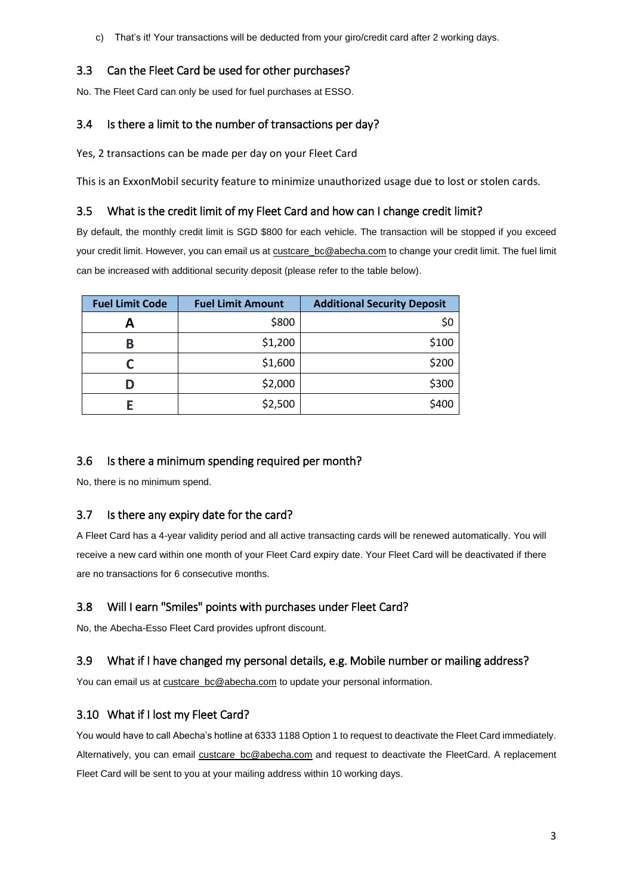c) That's it! Your transactions will be deducted from your giro/credit card after 2 working days.

### 3.3 Can the Fleet Card be used for other purchases?

No. The Fleet Card can only be used for fuel purchases at ESSO.

### 3.4 Is there a limit to the number of transactions per day?

Yes, 2 transactions can be made per day on your Fleet Card

This is an ExxonMobil security feature to minimize unauthorized usage due to lost or stolen cards.

### 3.5 What is the credit limit of my Fleet Card and how can I change credit limit?

By default, the monthly credit limit is SGD $800 for each vehicle. The transaction will be stopped if you exceed your credit limit. However, you can email us at custcare_bc@abecha.com to change your credit limit. The fuel limit can be increased with additional security deposit (please refer to the table below).

| Fuel Limit Code | Fuel Limit Amount | Additional Security Deposit |
|---|---|---|
| **A** | $800 | $0 |
| **B** | $1,200 | $100 |
| **C** | $1,600 | $200 |
| **D** | $2,000 | $300 |
| **E** | $2,500 | $400 |

### 3.6 Is there a minimum spending required per month?

No, there is no minimum spend.

### 3.7 Is there any expiry date for the card?

A Fleet Card has a 4-year validity period and all active transacting cards will be renewed automatically. You will receive a new card within one month of your Fleet Card expiry date. Your Fleet Card will be deactivated if there are no transactions for 6 consecutive months.

### 3.8 Will I earn "Smiles" points with purchases under Fleet Card?

No, the Abecha-Esso Fleet Card provides upfront discount.

### 3.9 What if I have changed my personal details, e.g. Mobile number or mailing address?

You can email us at custcare_bc@abecha.com to update your personal information.

### 3.10 What if I lost my Fleet Card?

You would have to call Abecha's hotline at 6333 1188 Option 1 to request to deactivate the Fleet Card immediately. Alternatively, you can email custcare_bc@abecha.com and request to deactivate the FleetCard. A replacement Fleet Card will be sent to you at your mailing address within 10 working days.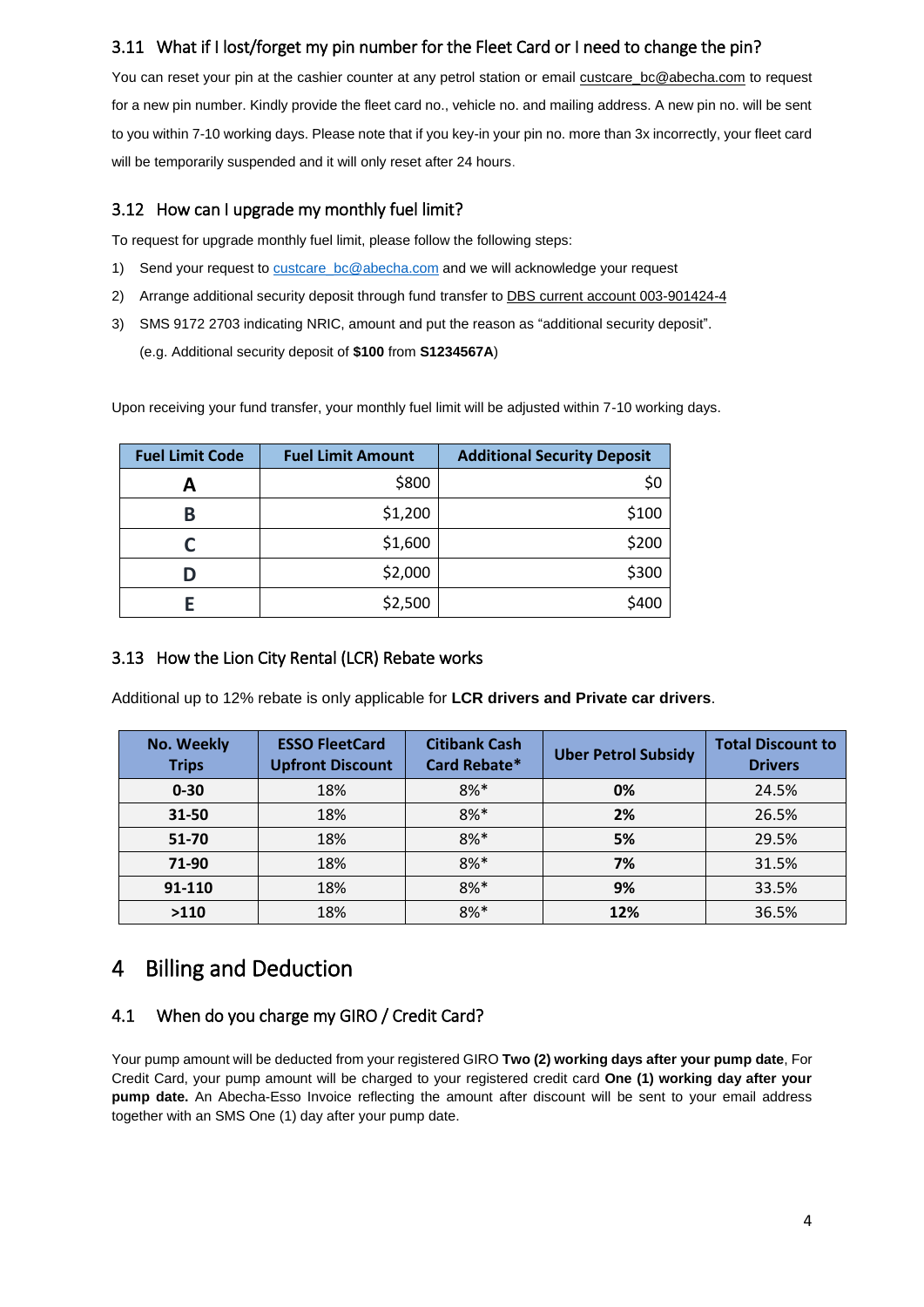### 3.11 What if I lost/forget my pin number for the Fleet Card or I need to change the pin?

You can reset your pin at the cashier counter at any petrol station or email custcare_bc@abecha.com to request for a new pin number. Kindly provide the fleet card no., vehicle no. and mailing address. A new pin no. will be sent to you within 7-10 working days. Please note that if you key-in your pin no. more than 3x incorrectly, your fleet card will be temporarily suspended and it will only reset after 24 hours.

### 3.12 How can I upgrade my monthly fuel limit?

To request for upgrade monthly fuel limit, please follow the following steps:

1) Send your request to custcare_bc@abecha.com and we will acknowledge your request
2) Arrange additional security deposit through fund transfer to DBS current account 003-901424-4
3) SMS 9172 2703 indicating NRIC, amount and put the reason as "additional security deposit".
   (e.g. Additional security deposit of **$100** from **S1234567A**)

Upon receiving your fund transfer, your monthly fuel limit will be adjusted within 7-10 working days.

| Fuel Limit Code | Fuel Limit Amount | Additional Security Deposit |
|---|---|---|
| A | $800 | $0 |
| B | $1,200 | $100 |
| C | $1,600 | $200 |
| D | $2,000 | $300 |
| E | $2,500 | $400 |

### 3.13 How the Lion City Rental (LCR) Rebate works

Additional up to 12% rebate is only applicable for **LCR drivers and Private car drivers**.

| No. Weekly Trips | ESSO FleetCard Upfront Discount | Citibank Cash Card Rebate* | Uber Petrol Subsidy | Total Discount to Drivers |
|---|---|---|---|---|
| **0-30** | 18% | 8%* | **0%** | 24.5% |
| **31-50** | 18% | 8%* | **2%** | 26.5% |
| **51-70** | 18% | 8%* | **5%** | 29.5% |
| **71-90** | 18% | 8%* | **7%** | 31.5% |
| **91-110** | 18% | 8%* | **9%** | 33.5% |
| **>110** | 18% | 8%* | **12%** | 36.5% |

# 4 Billing and Deduction

## 4.1 When do you charge my GIRO / Credit Card?

Your pump amount will be deducted from your registered GIRO **Two (2) working days after your pump date**, For Credit Card, your pump amount will be charged to your registered credit card **One (1) working day after your pump date.** An Abecha-Esso Invoice reflecting the amount after discount will be sent to your email address together with an SMS One (1) day after your pump date.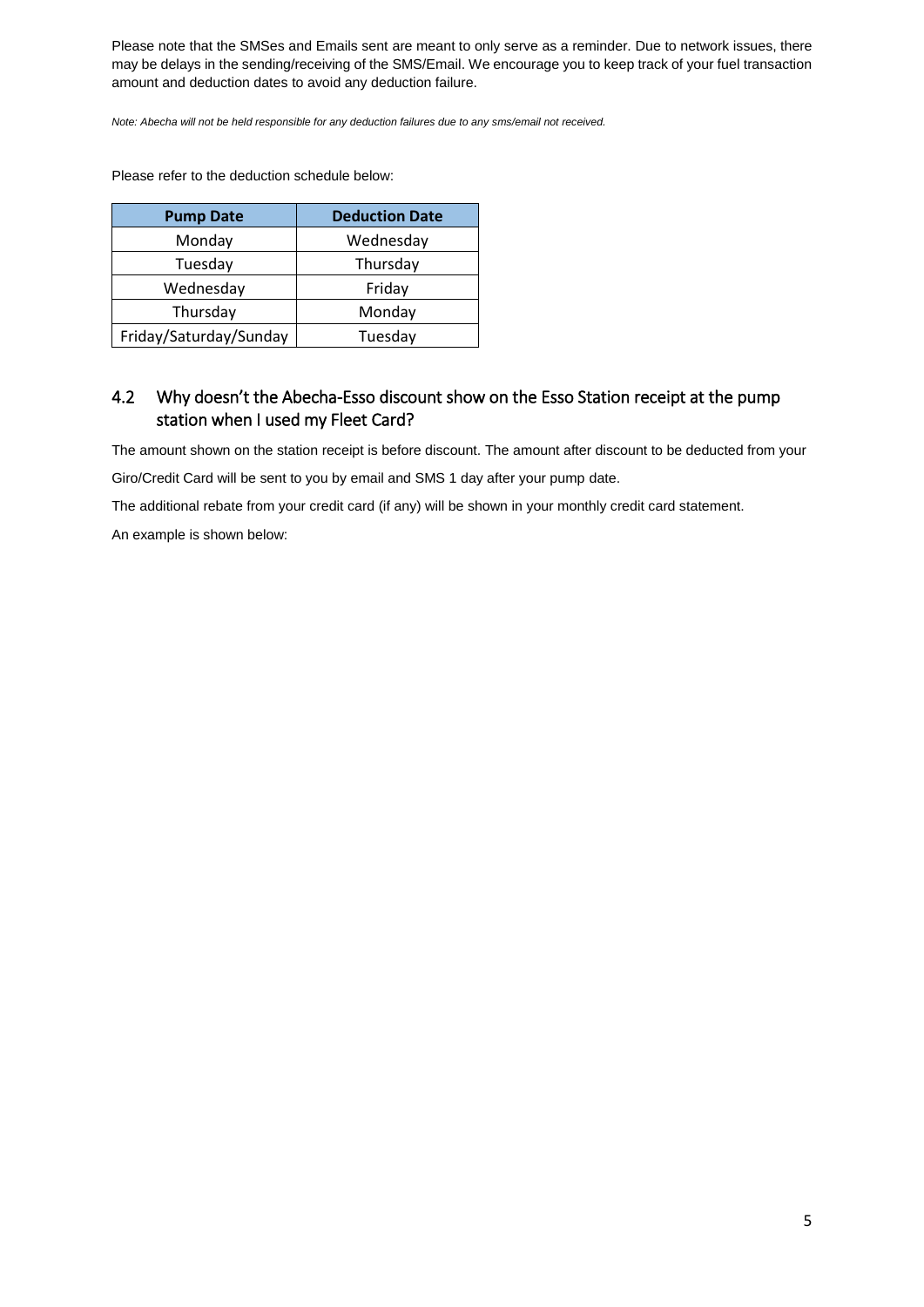Please note that the SMSes and Emails sent are meant to only serve as a reminder. Due to network issues, there may be delays in the sending/receiving of the SMS/Email. We encourage you to keep track of your fuel transaction amount and deduction dates to avoid any deduction failure.

*Note: Abecha will not be held responsible for any deduction failures due to any sms/email not received.*

Please refer to the deduction schedule below:

| Pump Date | Deduction Date |
| --- | --- |
| Monday | Wednesday |
| Tuesday | Thursday |
| Wednesday | Friday |
| Thursday | Monday |
| Friday/Saturday/Sunday | Tuesday |

## 4.2 Why doesn't the Abecha-Esso discount show on the Esso Station receipt at the pump station when I used my Fleet Card?

The amount shown on the station receipt is before discount. The amount after discount to be deducted from your Giro/Credit Card will be sent to you by email and SMS 1 day after your pump date.

The additional rebate from your credit card (if any) will be shown in your monthly credit card statement.

An example is shown below: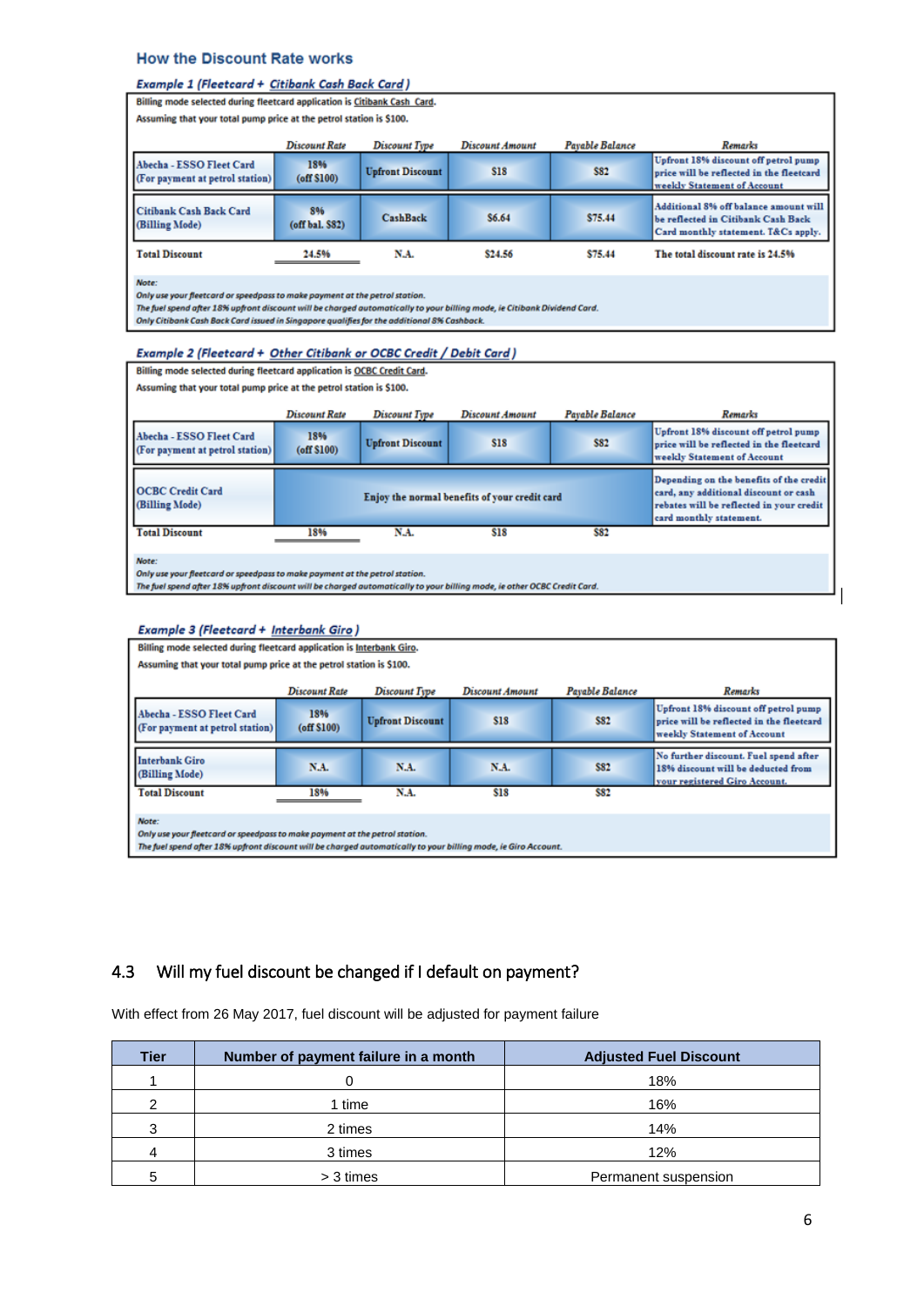### How the Discount Rate works

**Example 1 (Fleetcard + Citibank Cash Back Card)**

Billing mode selected during fleetcard application is Citibank Cash Card.

Assuming that your total pump price at the petrol station is $100.

| | Discount Rate | Discount Type | Discount Amount | Payable Balance | Remarks |
|---|---|---|---|---|---|
| Abecha - ESSO Fleet Card (For payment at petrol station) | 18% (off $100) | Upfront Discount | $18 | $82 | Upfront 18% discount off petrol pump price will be reflected in the fleetcard weekly Statement of Account |
| Citibank Cash Back Card (Billing Mode) | 8% (off bal. $82) | CashBack | $6.64 | $75.44 | Additional 8% off balance amount will be reflected in Citibank Cash Back Card monthly statement. T&Cs apply. |
| Total Discount | 24.5% | N.A. | $24.56 | $75.44 | The total discount rate is 24.5% |

*Note:*
*Only use your fleetcard or speedpass to make payment at the petrol station.*
*The fuel spend after 18% upfront discount will be charged automatically to your billing mode, ie Citibank Dividend Card.*
*Only Citibank Cash Back Card issued in Singapore qualifies for the additional 8% Cashback.*

**Example 2 (Fleetcard + Other Citibank or OCBC Credit / Debit Card)**

Billing mode selected during fleetcard application is OCBC Credit Card.

Assuming that your total pump price at the petrol station is $100.

| | Discount Rate | Discount Type | Discount Amount | Payable Balance | Remarks |
|---|---|---|---|---|---|
| Abecha - ESSO Fleet Card (For payment at petrol station) | 18% (off $100) | Upfront Discount | $18 | $82 | Upfront 18% discount off petrol pump price will be reflected in the fleetcard weekly Statement of Account |
| OCBC Credit Card (Billing Mode) | Enjoy the normal benefits of your credit card | | | | Depending on the benefits of the credit card, any additional discount or cash rebates will be reflected in your credit card monthly statement. |
| Total Discount | 18% | N.A. | $18 | $82 | |

*Note:*
*Only use your fleetcard or speedpass to make payment at the petrol station.*
*The fuel spend after 18% upfront discount will be charged automatically to your billing mode, ie other OCBC Credit Card.*

**Example 3 (Fleetcard + Interbank Giro)**

Billing mode selected during fleetcard application is Interbank Giro.

Assuming that your total pump price at the petrol station is $100.

| | Discount Rate | Discount Type | Discount Amount | Payable Balance | Remarks |
|---|---|---|---|---|---|
| Abecha - ESSO Fleet Card (For payment at petrol station) | 18% (off $100) | Upfront Discount | $18 | $82 | Upfront 18% discount off petrol pump price will be reflected in the fleetcard weekly Statement of Account |
| Interbank Giro (Billing Mode) | N.A. | N.A. | N.A. | $82 | No further discount. Fuel spend after 18% discount will be deducted from your registered Giro Account. |
| Total Discount | 18% | N.A. | $18 | $82 | |

*Note:*
*Only use your fleetcard or speedpass to make payment at the petrol station.*
*The fuel spend after 18% upfront discount will be charged automatically to your billing mode, ie Giro Account.*

## 4.3 Will my fuel discount be changed if I default on payment?

With effect from 26 May 2017, fuel discount will be adjusted for payment failure

| Tier | Number of payment failure in a month | Adjusted Fuel Discount |
|---|---|---|
| 1 | 0 | 18% |
| 2 | 1 time | 16% |
| 3 | 2 times | 14% |
| 4 | 3 times | 12% |
| 5 | > 3 times | Permanent suspension |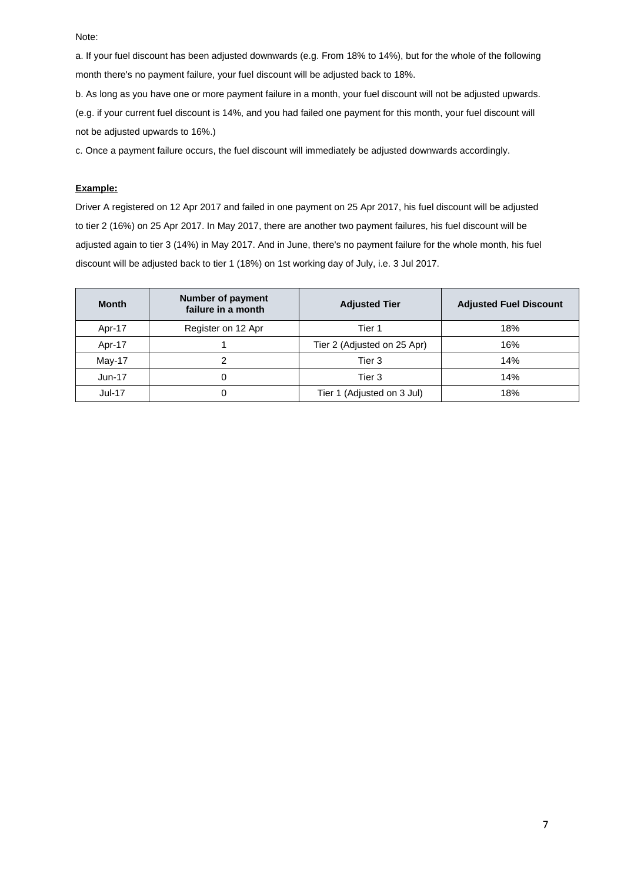Note:

a. If your fuel discount has been adjusted downwards (e.g. From 18% to 14%), but for the whole of the following month there's no payment failure, your fuel discount will be adjusted back to 18%.

b. As long as you have one or more payment failure in a month, your fuel discount will not be adjusted upwards. (e.g. if your current fuel discount is 14%, and you had failed one payment for this month, your fuel discount will not be adjusted upwards to 16%.)

c. Once a payment failure occurs, the fuel discount will immediately be adjusted downwards accordingly.

**Example:**

Driver A registered on 12 Apr 2017 and failed in one payment on 25 Apr 2017, his fuel discount will be adjusted to tier 2 (16%) on 25 Apr 2017. In May 2017, there are another two payment failures, his fuel discount will be adjusted again to tier 3 (14%) in May 2017. And in June, there's no payment failure for the whole month, his fuel discount will be adjusted back to tier 1 (18%) on 1st working day of July, i.e. 3 Jul 2017.

| Month | Number of payment failure in a month | Adjusted Tier | Adjusted Fuel Discount |
|---|---|---|---|
| Apr-17 | Register on 12 Apr | Tier 1 | 18% |
| Apr-17 | 1 | Tier 2 (Adjusted on 25 Apr) | 16% |
| May-17 | 2 | Tier 3 | 14% |
| Jun-17 | 0 | Tier 3 | 14% |
| Jul-17 | 0 | Tier 1 (Adjusted on 3 Jul) | 18% |